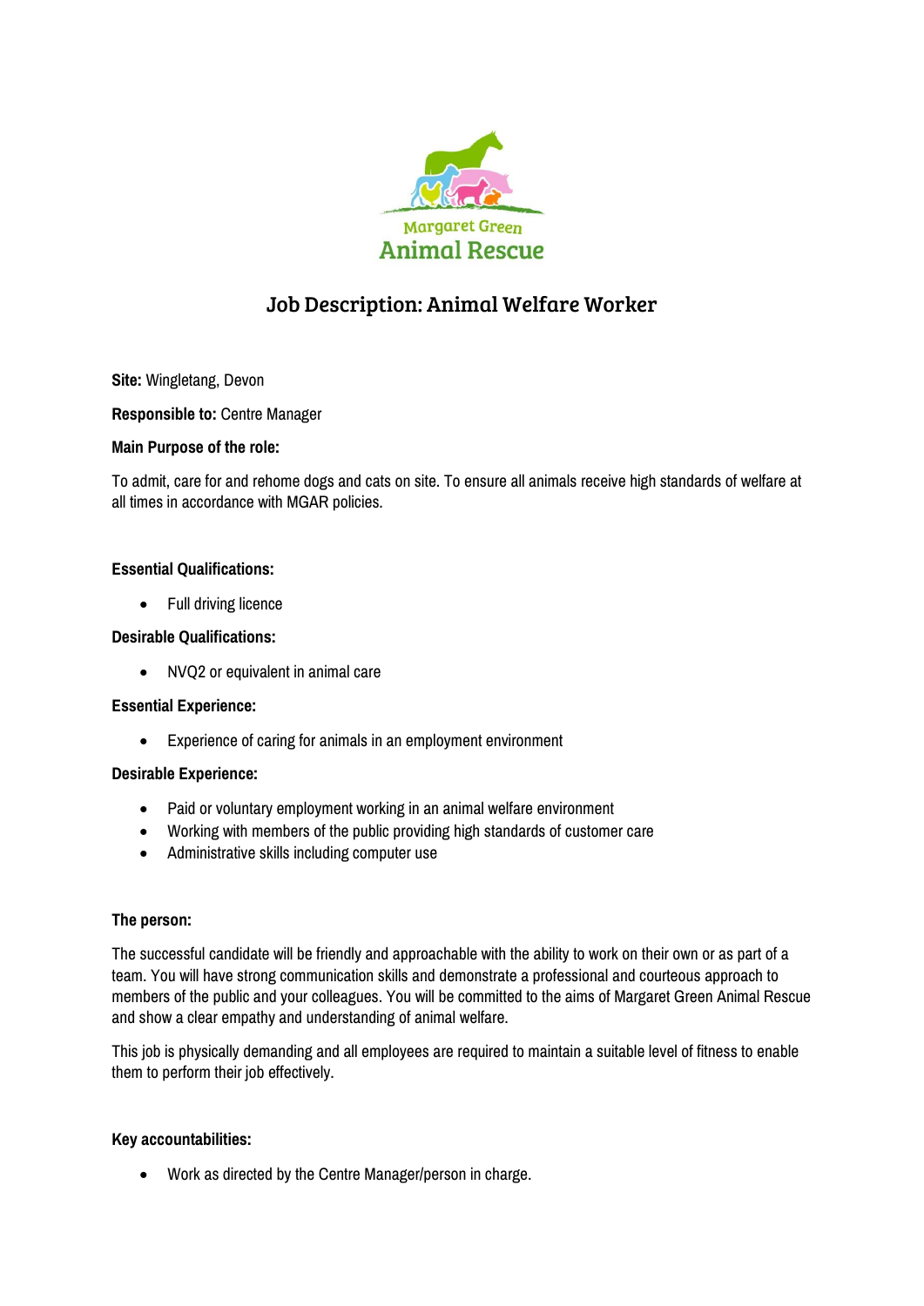Margaret Green
Animal Rescue

# Job Description: Animal Welfare Worker

**Site:** Wingletang, Devon

**Responsible to:** Centre Manager

**Main Purpose of the role:**

To admit, care for and rehome dogs and cats on site. To ensure all animals receive high standards of welfare at all times in accordance with MGAR policies.

**Essential Qualifications:**

- Full driving licence

**Desirable Qualifications:**

- NVQ2 or equivalent in animal care

**Essential Experience:**

- Experience of caring for animals in an employment environment

**Desirable Experience:**

- Paid or voluntary employment working in an animal welfare environment
- Working with members of the public providing high standards of customer care
- Administrative skills including computer use

**The person:**

The successful candidate will be friendly and approachable with the ability to work on their own or as part of a team. You will have strong communication skills and demonstrate a professional and courteous approach to members of the public and your colleagues. You will be committed to the aims of Margaret Green Animal Rescue and show a clear empathy and understanding of animal welfare.

This job is physically demanding and all employees are required to maintain a suitable level of fitness to enable them to perform their job effectively.

**Key accountabilities:**

- Work as directed by the Centre Manager/person in charge.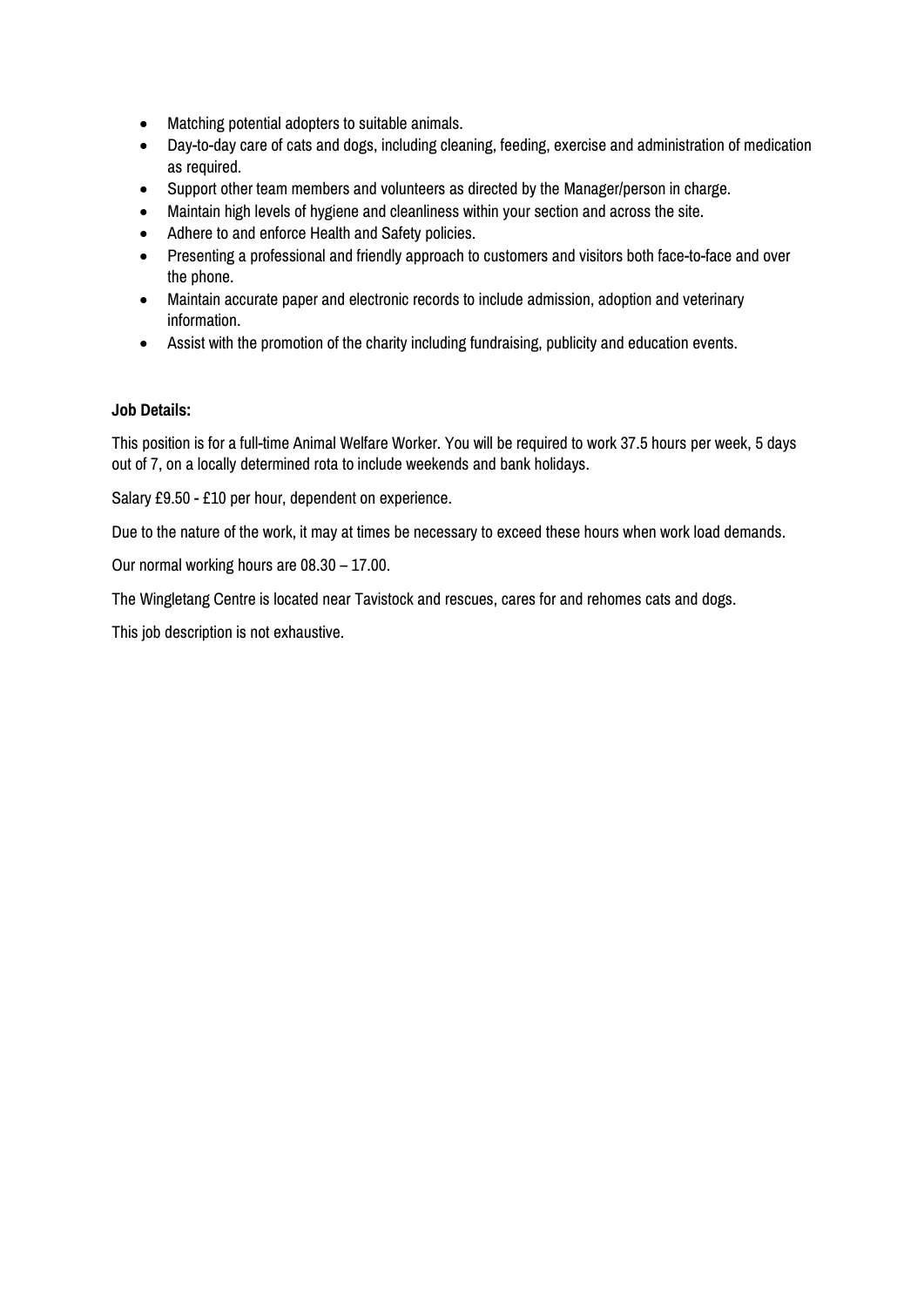- Matching potential adopters to suitable animals.
- Day-to-day care of cats and dogs, including cleaning, feeding, exercise and administration of medication as required.
- Support other team members and volunteers as directed by the Manager/person in charge.
- Maintain high levels of hygiene and cleanliness within your section and across the site.
- Adhere to and enforce Health and Safety policies.
- Presenting a professional and friendly approach to customers and visitors both face-to-face and over the phone.
- Maintain accurate paper and electronic records to include admission, adoption and veterinary information.
- Assist with the promotion of the charity including fundraising, publicity and education events.

**Job Details:**

This position is for a full-time Animal Welfare Worker. You will be required to work 37.5 hours per week, 5 days out of 7, on a locally determined rota to include weekends and bank holidays.

Salary £9.50 - £10 per hour, dependent on experience.

Due to the nature of the work, it may at times be necessary to exceed these hours when work load demands.

Our normal working hours are 08.30 – 17.00.

The Wingletang Centre is located near Tavistock and rescues, cares for and rehomes cats and dogs.

This job description is not exhaustive.